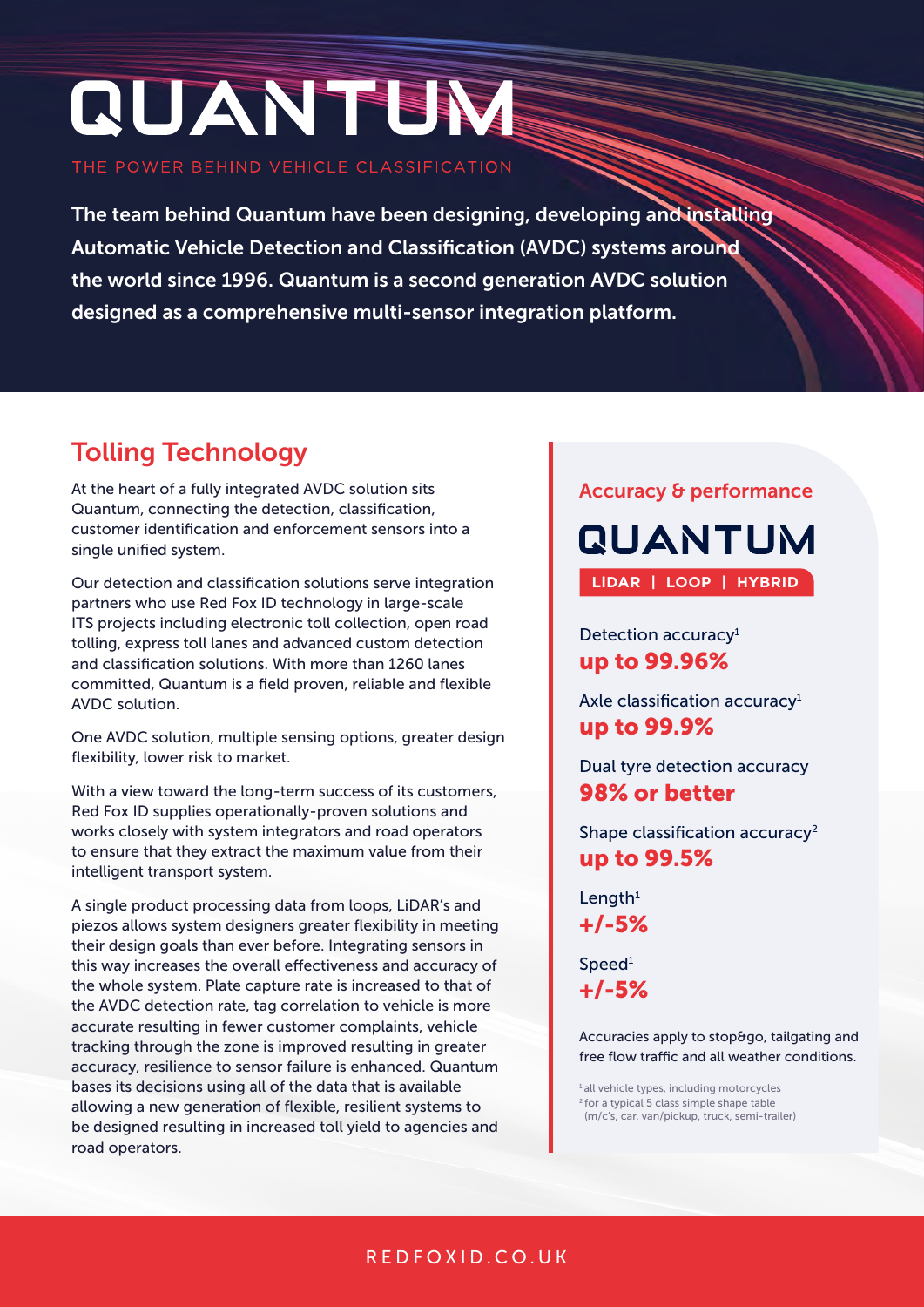# QUANTUM

THE POWER BEHIND VEHICLE CLASSIFICATION

**The team behind Quantum have been designing, developing and installing Automatic Vehicle Detection and Classification (AVDC) systems around the world since 1996. Quantum is a second generation AVDC solution designed as a comprehensive multi-sensor integration platform.**

## Tolling Technology

At the heart of a fully integrated AVDC solution sits Quantum, connecting the detection, classification, customer identification and enforcement sensors into a single unified system.

Our detection and classification solutions serve integration partners who use Red Fox ID technology in large-scale ITS projects including electronic toll collection, open road tolling, express toll lanes and advanced custom detection and classification solutions. With more than 1260 lanes committed, Quantum is a field proven, reliable and flexible AVDC solution.

One AVDC solution, multiple sensing options, greater design flexibility, lower risk to market.

With a view toward the long-term success of its customers, Red Fox ID supplies operationally-proven solutions and works closely with system integrators and road operators to ensure that they extract the maximum value from their intelligent transport system.

A single product processing data from loops, LiDAR's and piezos allows system designers greater flexibility in meeting their design goals than ever before. Integrating sensors in this way increases the overall effectiveness and accuracy of the whole system. Plate capture rate is increased to that of the AVDC detection rate, tag correlation to vehicle is more accurate resulting in fewer customer complaints, vehicle tracking through the zone is improved resulting in greater accuracy, resilience to sensor failure is enhanced. Quantum bases its decisions using all of the data that is available allowing a new generation of flexible, resilient systems to be designed resulting in increased toll yield to agencies and road operators.

### Accuracy & performance

**QUANTUM**

**LiDAR | LOOP | HYBRID**

Detection accuracy[1]
**up to 99.96%**

Axle classification accuracy[1]
**up to 99.9%**

Dual tyre detection accuracy
**98% or better**

Shape classification accuracy[2]
**up to 99.5%**

Length[1]
**+/-5%**

Speed[1]
**+/-5%**

Accuracies apply to stop&go, tailgating and free flow traffic and all weather conditions.

[1] all vehicle types, including motorcycles
[2] for a typical 5 class simple shape table (m/c's, car, van/pickup, truck, semi-trailer)

REDFOXID.CO.UK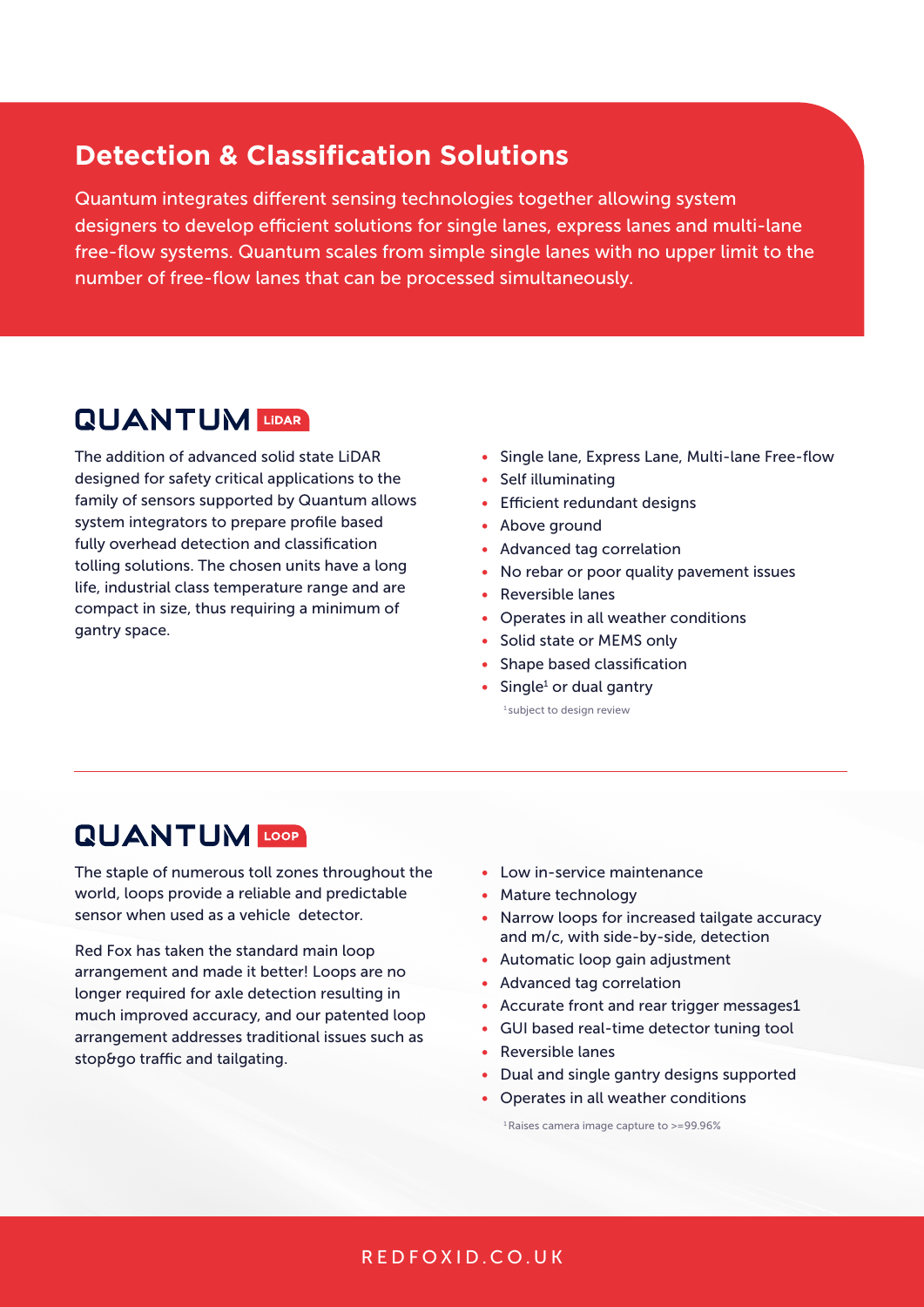# Detection & Classification Solutions

Quantum integrates different sensing technologies together allowing system designers to develop efficient solutions for single lanes, express lanes and multi-lane free-flow systems. Quantum scales from simple single lanes with no upper limit to the number of free-flow lanes that can be processed simultaneously.

## QUANTUM LiDAR

The addition of advanced solid state LiDAR designed for safety critical applications to the family of sensors supported by Quantum allows system integrators to prepare profile based fully overhead detection and classification tolling solutions. The chosen units have a long life, industrial class temperature range and are compact in size, thus requiring a minimum of gantry space.

- Single lane, Express Lane, Multi-lane Free-flow
- Self illuminating
- Efficient redundant designs
- Above ground
- Advanced tag correlation
- No rebar or poor quality pavement issues
- Reversible lanes
- Operates in all weather conditions
- Solid state or MEMS only
- Shape based classification
- Single[1] or dual gantry

[1] subject to design review

## QUANTUM LOOP

The staple of numerous toll zones throughout the world, loops provide a reliable and predictable sensor when used as a vehicle detector.

Red Fox has taken the standard main loop arrangement and made it better! Loops are no longer required for axle detection resulting in much improved accuracy, and our patented loop arrangement addresses traditional issues such as stop&go traffic and tailgating.

- Low in-service maintenance
- Mature technology
- Narrow loops for increased tailgate accuracy and m/c, with side-by-side, detection
- Automatic loop gain adjustment
- Advanced tag correlation
- Accurate front and rear trigger messages1
- GUI based real-time detector tuning tool
- Reversible lanes
- Dual and single gantry designs supported
- Operates in all weather conditions

[1] Raises camera image capture to >=99.96%

REDFOXID.CO.UK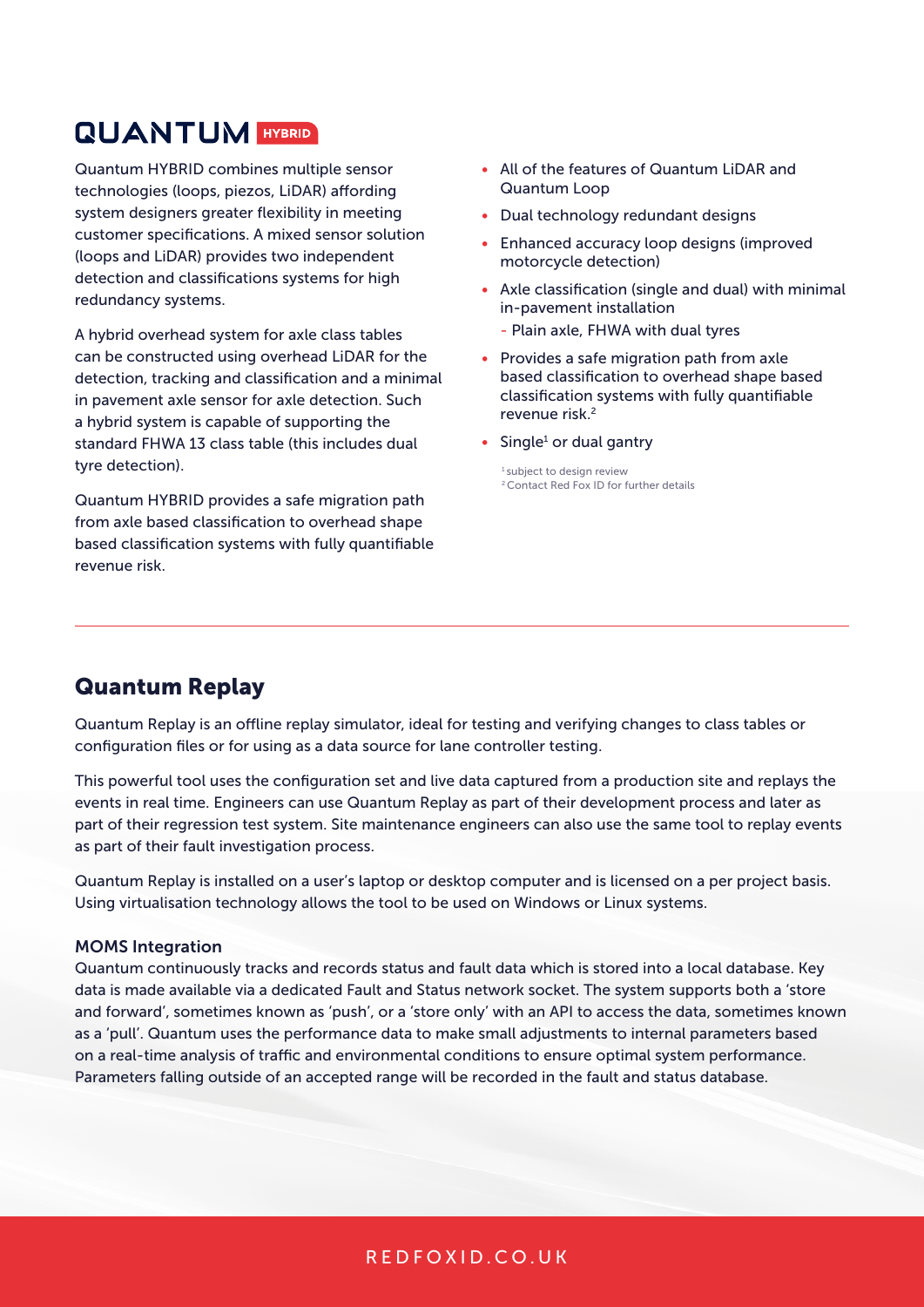# QUANTUM HYBRID

Quantum HYBRID combines multiple sensor technologies (loops, piezos, LiDAR) affording system designers greater flexibility in meeting customer specifications. A mixed sensor solution (loops and LiDAR) provides two independent detection and classifications systems for high redundancy systems.

A hybrid overhead system for axle class tables can be constructed using overhead LiDAR for the detection, tracking and classification and a minimal in pavement axle sensor for axle detection. Such a hybrid system is capable of supporting the standard FHWA 13 class table (this includes dual tyre detection).

Quantum HYBRID provides a safe migration path from axle based classification to overhead shape based classification systems with fully quantifiable revenue risk.

- All of the features of Quantum LiDAR and Quantum Loop
- Dual technology redundant designs
- Enhanced accuracy loop designs (improved motorcycle detection)
- Axle classification (single and dual) with minimal in-pavement installation
  - Plain axle, FHWA with dual tyres
- Provides a safe migration path from axle based classification to overhead shape based classification systems with fully quantifiable revenue risk.[2]
- Single[1] or dual gantry

[1] subject to design review
[2] Contact Red Fox ID for further details

---

## Quantum Replay

Quantum Replay is an offline replay simulator, ideal for testing and verifying changes to class tables or configuration files or for using as a data source for lane controller testing.

This powerful tool uses the configuration set and live data captured from a production site and replays the events in real time. Engineers can use Quantum Replay as part of their development process and later as part of their regression test system. Site maintenance engineers can also use the same tool to replay events as part of their fault investigation process.

Quantum Replay is installed on a user's laptop or desktop computer and is licensed on a per project basis. Using virtualisation technology allows the tool to be used on Windows or Linux systems.

### MOMS Integration

Quantum continuously tracks and records status and fault data which is stored into a local database. Key data is made available via a dedicated Fault and Status network socket. The system supports both a 'store and forward', sometimes known as 'push', or a 'store only' with an API to access the data, sometimes known as a 'pull'. Quantum uses the performance data to make small adjustments to internal parameters based on a real-time analysis of traffic and environmental conditions to ensure optimal system performance. Parameters falling outside of an accepted range will be recorded in the fault and status database.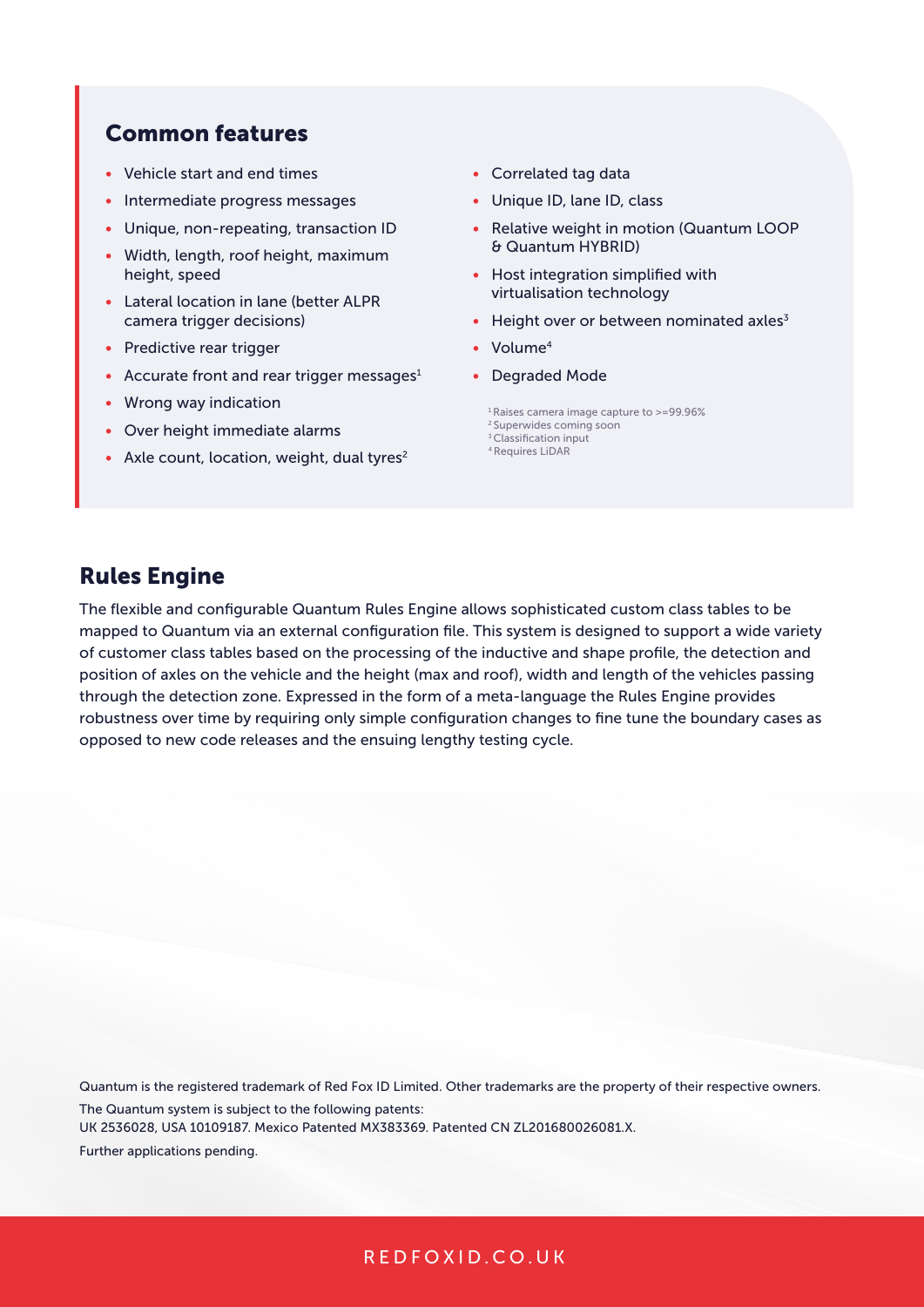## Common features

- Vehicle start and end times
- Intermediate progress messages
- Unique, non-repeating, transaction ID
- Width, length, roof height, maximum height, speed
- Lateral location in lane (better ALPR camera trigger decisions)
- Predictive rear trigger
- Accurate front and rear trigger messages[1]
- Wrong way indication
- Over height immediate alarms
- Axle count, location, weight, dual tyres[2]
- Correlated tag data
- Unique ID, lane ID, class
- Relative weight in motion (Quantum LOOP & Quantum HYBRID)
- Host integration simplified with virtualisation technology
- Height over or between nominated axles[3]
- Volume[4]
- Degraded Mode

[1] Raises camera image capture to >=99.96%
[2] Superwides coming soon
[3] Classification input
[4] Requires LiDAR

## Rules Engine

The flexible and configurable Quantum Rules Engine allows sophisticated custom class tables to be mapped to Quantum via an external configuration file. This system is designed to support a wide variety of customer class tables based on the processing of the inductive and shape profile, the detection and position of axles on the vehicle and the height (max and roof), width and length of the vehicles passing through the detection zone. Expressed in the form of a meta-language the Rules Engine provides robustness over time by requiring only simple configuration changes to fine tune the boundary cases as opposed to new code releases and the ensuing lengthy testing cycle.

Quantum is the registered trademark of Red Fox ID Limited. Other trademarks are the property of their respective owners.

The Quantum system is subject to the following patents:
UK 2536028, USA 10109187. Mexico Patented MX383369. Patented CN ZL201680026081.X.

Further applications pending.

REDFOXID.CO.UK